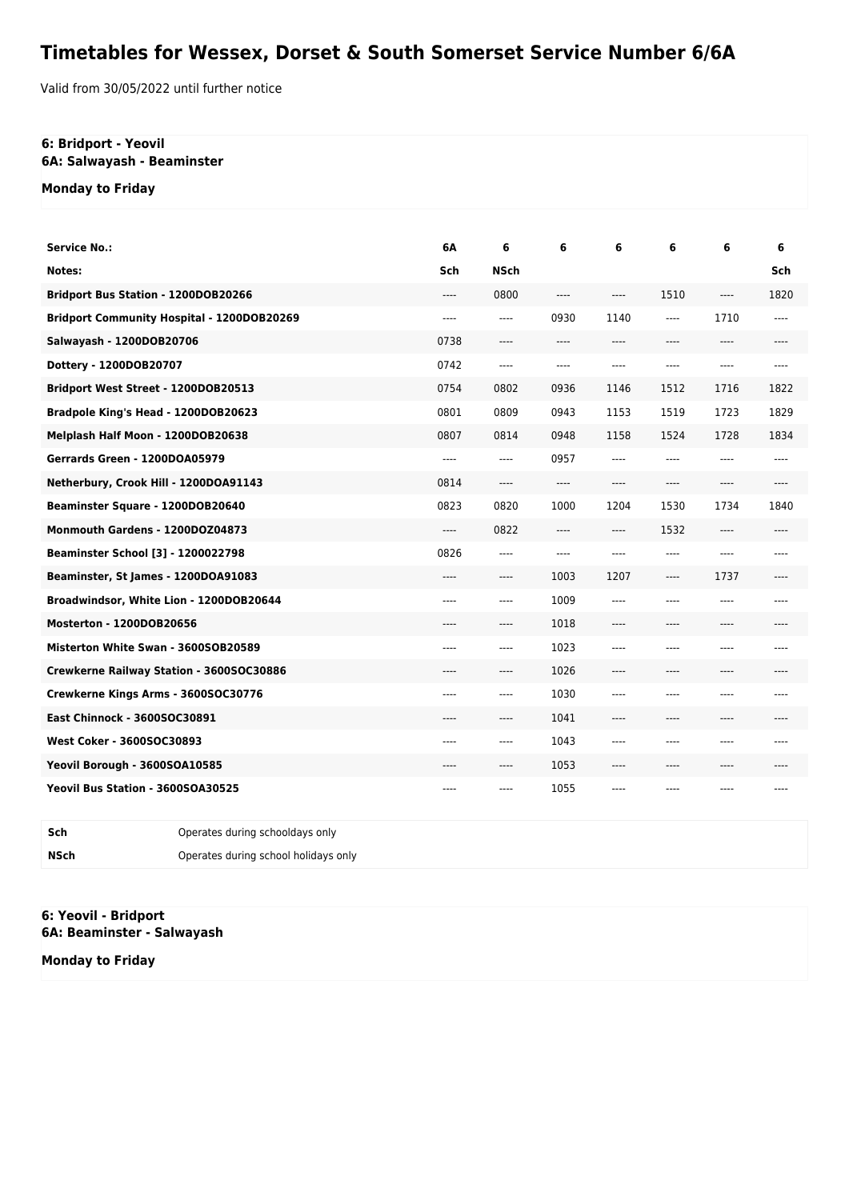# Timetables for Wessex, Dorset & South Somerset Service Number 6/6A

Valid from 30/05/2022 until further notice

**6: Bridport - Yeovil**
**6A: Salwayash - Beaminster**

**Monday to Friday**

| Service No.: | 6A | 6 | 6 | 6 | 6 | 6 | 6 |
|---|---|---|---|---|---|---|---|
| Notes: | Sch | NSch | | | | | Sch |
| Bridport Bus Station - 1200DOB20266 | ---- | 0800 | ---- | ---- | 1510 | ---- | 1820 |
| Bridport Community Hospital - 1200DOB20269 | ---- | ---- | 0930 | 1140 | ---- | 1710 | ---- |
| Salwayash - 1200DOB20706 | 0738 | ---- | ---- | ---- | ---- | ---- | ---- |
| Dottery - 1200DOB20707 | 0742 | ---- | ---- | ---- | ---- | ---- | ---- |
| Bridport West Street - 1200DOB20513 | 0754 | 0802 | 0936 | 1146 | 1512 | 1716 | 1822 |
| Bradpole King's Head - 1200DOB20623 | 0801 | 0809 | 0943 | 1153 | 1519 | 1723 | 1829 |
| Melplash Half Moon - 1200DOB20638 | 0807 | 0814 | 0948 | 1158 | 1524 | 1728 | 1834 |
| Gerrards Green - 1200DOA05979 | ---- | ---- | 0957 | ---- | ---- | ---- | ---- |
| Netherbury, Crook Hill - 1200DOA91143 | 0814 | ---- | ---- | ---- | ---- | ---- | ---- |
| Beaminster Square - 1200DOB20640 | 0823 | 0820 | 1000 | 1204 | 1530 | 1734 | 1840 |
| Monmouth Gardens - 1200DOZ04873 | ---- | 0822 | ---- | ---- | 1532 | ---- | ---- |
| Beaminster School [3] - 1200022798 | 0826 | ---- | ---- | ---- | ---- | ---- | ---- |
| Beaminster, St James - 1200DOA91083 | ---- | ---- | 1003 | 1207 | ---- | 1737 | ---- |
| Broadwindsor, White Lion - 1200DOB20644 | ---- | ---- | 1009 | ---- | ---- | ---- | ---- |
| Mosterton - 1200DOB20656 | ---- | ---- | 1018 | ---- | ---- | ---- | ---- |
| Misterton White Swan - 3600SOB20589 | ---- | ---- | 1023 | ---- | ---- | ---- | ---- |
| Crewkerne Railway Station - 3600SOC30886 | ---- | ---- | 1026 | ---- | ---- | ---- | ---- |
| Crewkerne Kings Arms - 3600SOC30776 | ---- | ---- | 1030 | ---- | ---- | ---- | ---- |
| East Chinnock - 3600SOC30891 | ---- | ---- | 1041 | ---- | ---- | ---- | ---- |
| West Coker - 3600SOC30893 | ---- | ---- | 1043 | ---- | ---- | ---- | ---- |
| Yeovil Borough - 3600SOA10585 | ---- | ---- | 1053 | ---- | ---- | ---- | ---- |
| Yeovil Bus Station - 3600SOA30525 | ---- | ---- | 1055 | ---- | ---- | ---- | ---- |

| | |
|---|---|
| **Sch** | Operates during schooldays only |
| **NSch** | Operates during school holidays only |

**6: Yeovil - Bridport**
**6A: Beaminster - Salwayash**

**Monday to Friday**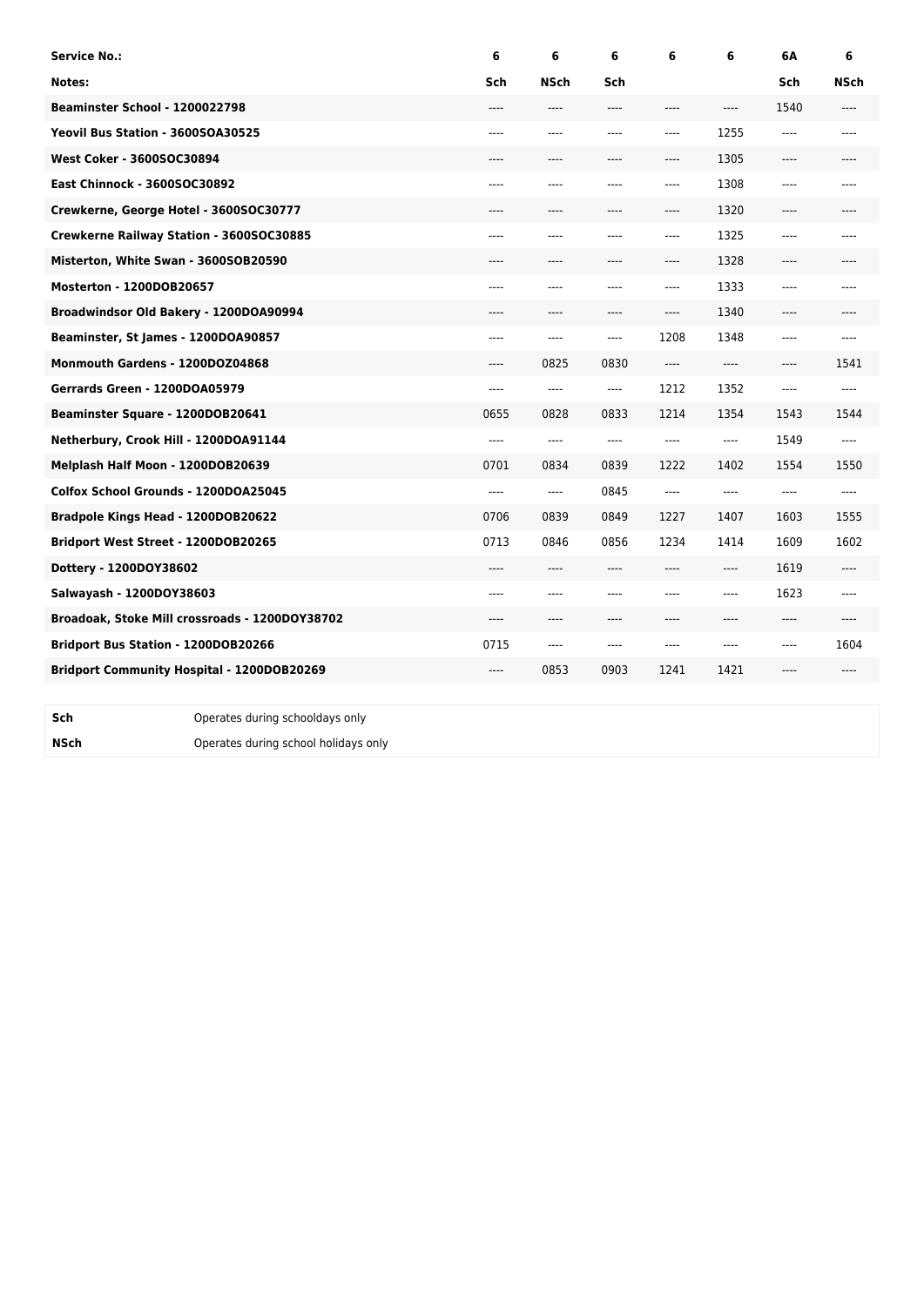| Service No.: | 6 | 6 | 6 | 6 | 6 | 6A | 6 |
|---|---|---|---|---|---|---|---|
| Notes: | Sch | NSch | Sch | | | Sch | NSch |
| Beaminster School - 1200022798 | ---- | ---- | ---- | ---- | ---- | 1540 | ---- |
| Yeovil Bus Station - 3600SOA30525 | ---- | ---- | ---- | ---- | 1255 | ---- | ---- |
| West Coker - 3600SOC30894 | ---- | ---- | ---- | ---- | 1305 | ---- | ---- |
| East Chinnock - 3600SOC30892 | ---- | ---- | ---- | ---- | 1308 | ---- | ---- |
| Crewkerne, George Hotel - 3600SOC30777 | ---- | ---- | ---- | ---- | 1320 | ---- | ---- |
| Crewkerne Railway Station - 3600SOC30885 | ---- | ---- | ---- | ---- | 1325 | ---- | ---- |
| Misterton, White Swan - 3600SOB20590 | ---- | ---- | ---- | ---- | 1328 | ---- | ---- |
| Mosterton - 1200DOB20657 | ---- | ---- | ---- | ---- | 1333 | ---- | ---- |
| Broadwindsor Old Bakery - 1200DOA90994 | ---- | ---- | ---- | ---- | 1340 | ---- | ---- |
| Beaminster, St James - 1200DOA90857 | ---- | ---- | ---- | 1208 | 1348 | ---- | ---- |
| Monmouth Gardens - 1200DOZ04868 | ---- | 0825 | 0830 | ---- | ---- | ---- | 1541 |
| Gerrards Green - 1200DOA05979 | ---- | ---- | ---- | 1212 | 1352 | ---- | ---- |
| Beaminster Square - 1200DOB20641 | 0655 | 0828 | 0833 | 1214 | 1354 | 1543 | 1544 |
| Netherbury, Crook Hill - 1200DOA91144 | ---- | ---- | ---- | ---- | ---- | 1549 | ---- |
| Melplash Half Moon - 1200DOB20639 | 0701 | 0834 | 0839 | 1222 | 1402 | 1554 | 1550 |
| Colfox School Grounds - 1200DOA25045 | ---- | ---- | 0845 | ---- | ---- | ---- | ---- |
| Bradpole Kings Head - 1200DOB20622 | 0706 | 0839 | 0849 | 1227 | 1407 | 1603 | 1555 |
| Bridport West Street - 1200DOB20265 | 0713 | 0846 | 0856 | 1234 | 1414 | 1609 | 1602 |
| Dottery - 1200DOY38602 | ---- | ---- | ---- | ---- | ---- | 1619 | ---- |
| Salwayash - 1200DOY38603 | ---- | ---- | ---- | ---- | ---- | 1623 | ---- |
| Broadoak, Stoke Mill crossroads - 1200DOY38702 | ---- | ---- | ---- | ---- | ---- | ---- | ---- |
| Bridport Bus Station - 1200DOB20266 | 0715 | ---- | ---- | ---- | ---- | ---- | 1604 |
| Bridport Community Hospital - 1200DOB20269 | ---- | 0853 | 0903 | 1241 | 1421 | ---- | ---- |

| | |
|---|---|
| **Sch** | Operates during schooldays only |
| **NSch** | Operates during school holidays only |